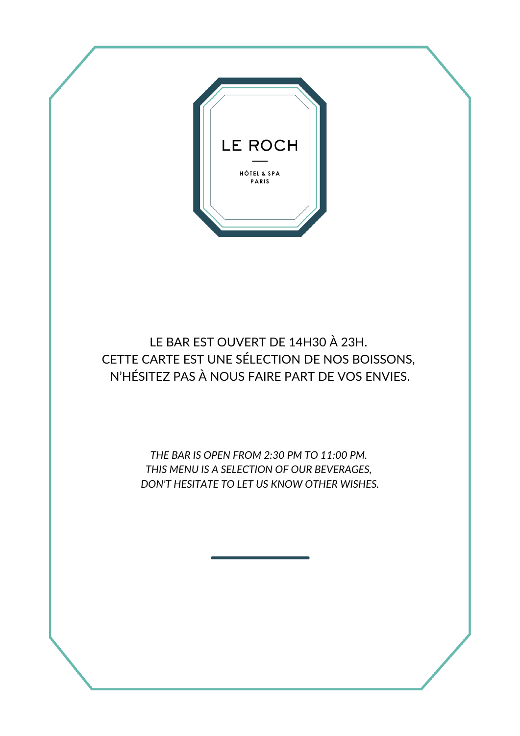# LE ROCH

HÔTEL & SPA
PARIS

LE BAR EST OUVERT DE 14H30 À 23H.
CETTE CARTE EST UNE SÉLECTION DE NOS BOISSONS,
N'HÉSITEZ PAS À NOUS FAIRE PART DE VOS ENVIES.

*THE BAR IS OPEN FROM 2:30 PM TO 11:00 PM.*
*THIS MENU IS A SELECTION OF OUR BEVERAGES,*
*DON'T HESITATE TO LET US KNOW OTHER WISHES.*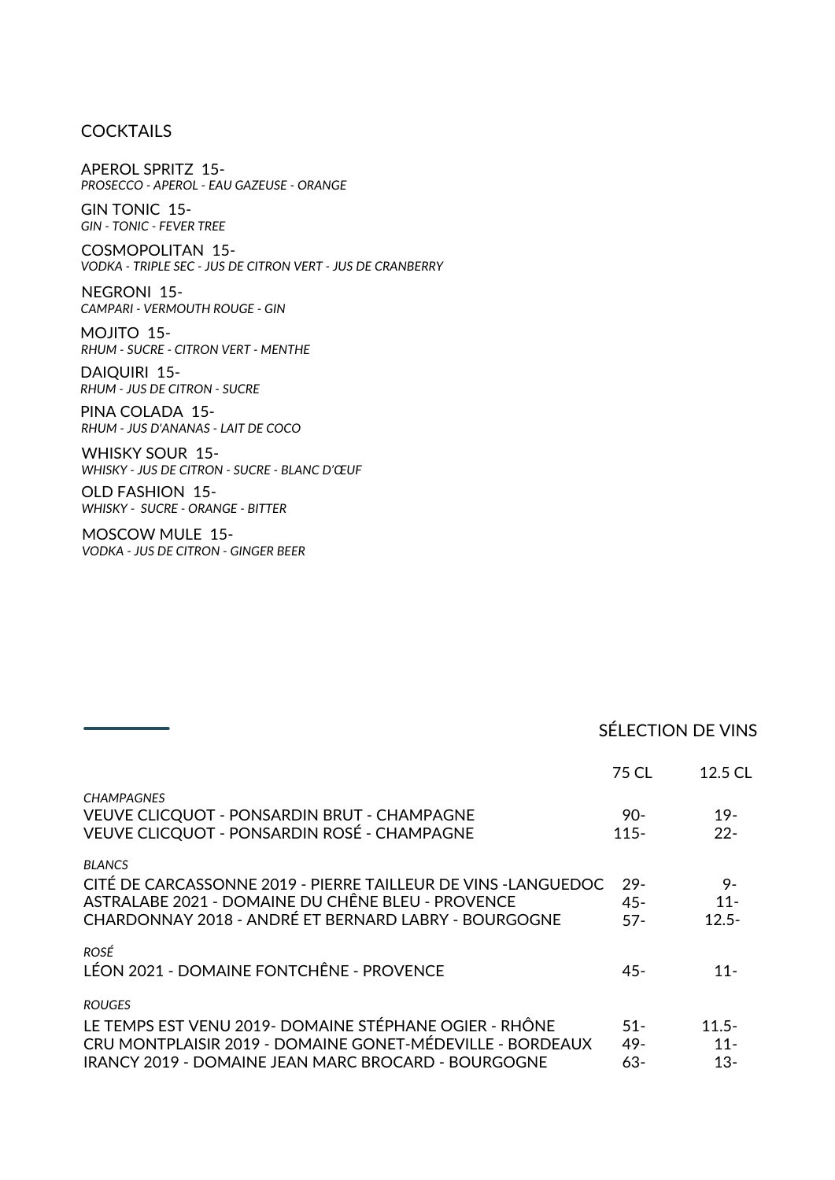## COCKTAILS

APEROL SPRITZ 15-
*PROSECCO - APEROL - EAU GAZEUSE - ORANGE*

GIN TONIC 15-
*GIN - TONIC - FEVER TREE*

COSMOPOLITAN 15-
*VODKA - TRIPLE SEC - JUS DE CITRON VERT - JUS DE CRANBERRY*

NEGRONI 15-
*CAMPARI - VERMOUTH ROUGE - GIN*

MOJITO 15-
*RHUM - SUCRE - CITRON VERT - MENTHE*

DAIQUIRI 15-
*RHUM - JUS DE CITRON - SUCRE*

PINA COLADA 15-
*RHUM - JUS D'ANANAS - LAIT DE COCO*

WHISKY SOUR 15-
*WHISKY - JUS DE CITRON - SUCRE - BLANC D'ŒUF*

OLD FASHION 15-
*WHISKY - SUCRE - ORANGE - BITTER*

MOSCOW MULE 15-
*VODKA - JUS DE CITRON - GINGER BEER*

## SÉLECTION DE VINS

| | 75 CL | 12.5 CL |
|---|---|---|
| *CHAMPAGNES* | | |
| VEUVE CLICQUOT - PONSARDIN BRUT - CHAMPAGNE | 90- | 19- |
| VEUVE CLICQUOT - PONSARDIN ROSÉ - CHAMPAGNE | 115- | 22- |
| *BLANCS* | | |
| CITÉ DE CARCASSONNE 2019 - PIERRE TAILLEUR DE VINS -LANGUEDOC | 29- | 9- |
| ASTRALABE 2021 - DOMAINE DU CHÊNE BLEU - PROVENCE | 45- | 11- |
| CHARDONNAY 2018 - ANDRÉ ET BERNARD LABRY - BOURGOGNE | 57- | 12.5- |
| *ROSÉ* | | |
| LÉON 2021 - DOMAINE FONTCHÊNE - PROVENCE | 45- | 11- |
| *ROUGES* | | |
| LE TEMPS EST VENU 2019- DOMAINE STÉPHANE OGIER - RHÔNE | 51- | 11.5- |
| CRU MONTPLAISIR 2019 - DOMAINE GONET-MÉDEVILLE - BORDEAUX | 49- | 11- |
| IRANCY 2019 - DOMAINE JEAN MARC BROCARD - BOURGOGNE | 63- | 13- |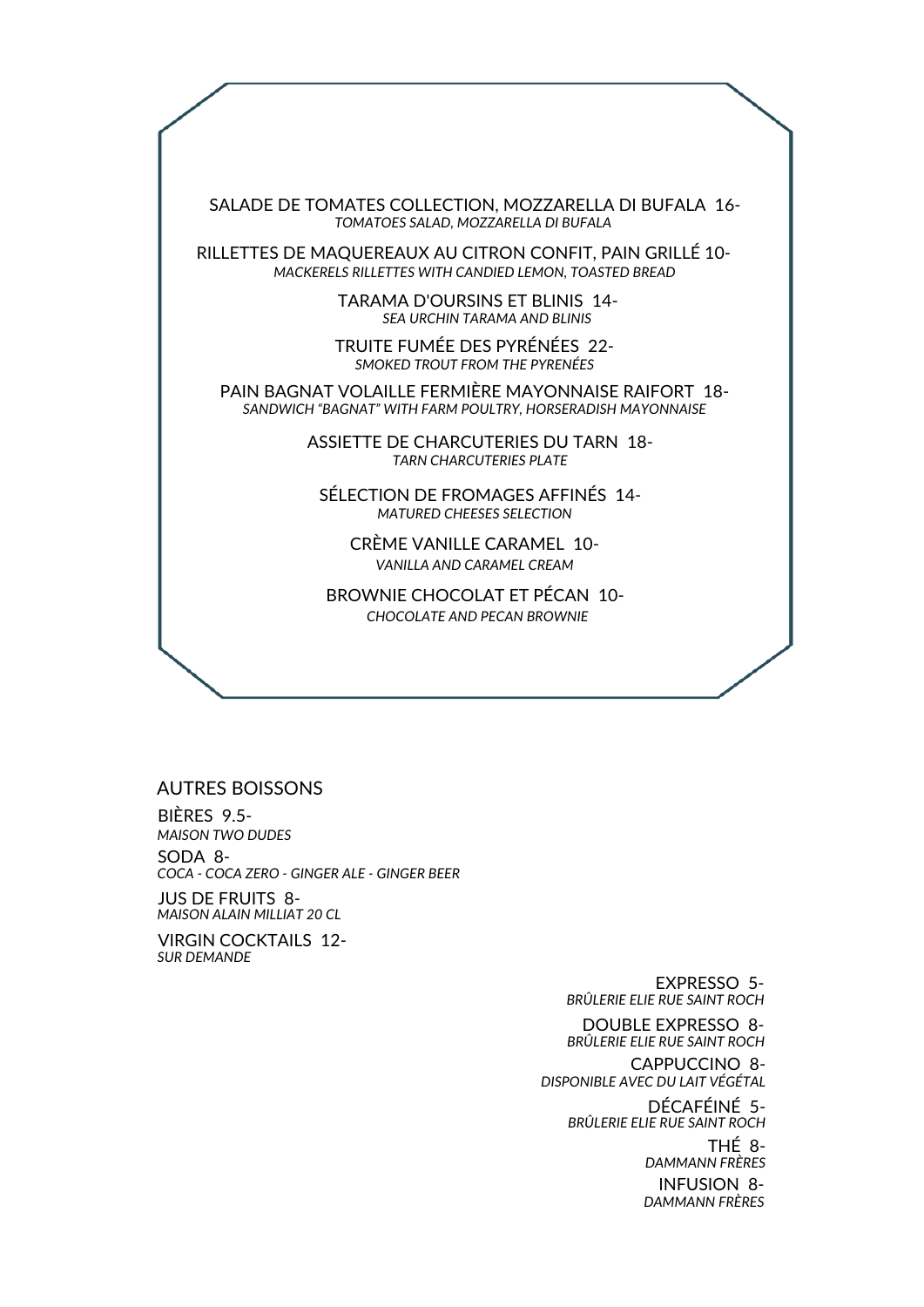SALADE DE TOMATES COLLECTION, MOZZARELLA DI BUFALA 16-
*TOMATOES SALAD, MOZZARELLA DI BUFALA*

RILLETTES DE MAQUEREAUX AU CITRON CONFIT, PAIN GRILLÉ 10-
*MACKERELS RILLETTES WITH CANDIED LEMON, TOASTED BREAD*

TARAMA D'OURSINS ET BLINIS 14-
*SEA URCHIN TARAMA AND BLINIS*

TRUITE FUMÉE DES PYRÉNÉES 22-
*SMOKED TROUT FROM THE PYRENÉES*

PAIN BAGNAT VOLAILLE FERMIÈRE MAYONNAISE RAIFORT 18-
*SANDWICH "BAGNAT" WITH FARM POULTRY, HORSERADISH MAYONNAISE*

ASSIETTE DE CHARCUTERIES DU TARN 18-
*TARN CHARCUTERIES PLATE*

SÉLECTION DE FROMAGES AFFINÉS 14-
*MATURED CHEESES SELECTION*

CRÈME VANILLE CARAMEL 10-
*VANILLA AND CARAMEL CREAM*

BROWNIE CHOCOLAT ET PÉCAN 10-
*CHOCOLATE AND PECAN BROWNIE*

## AUTRES BOISSONS

BIÈRES 9.5-
*MAISON TWO DUDES*

SODA 8-
*COCA - COCA ZERO - GINGER ALE - GINGER BEER*

JUS DE FRUITS 8-
*MAISON ALAIN MILLIAT 20 CL*

VIRGIN COCKTAILS 12-
*SUR DEMANDE*

EXPRESSO 5-
*BRÛLERIE ELIE RUE SAINT ROCH*

DOUBLE EXPRESSO 8-
*BRÛLERIE ELIE RUE SAINT ROCH*

CAPPUCCINO 8-
*DISPONIBLE AVEC DU LAIT VÉGÉTAL*

DÉCAFÉINÉ 5-
*BRÛLERIE ELIE RUE SAINT ROCH*

THÉ 8-
*DAMMANN FRÈRES*

INFUSION 8-
*DAMMANN FRÈRES*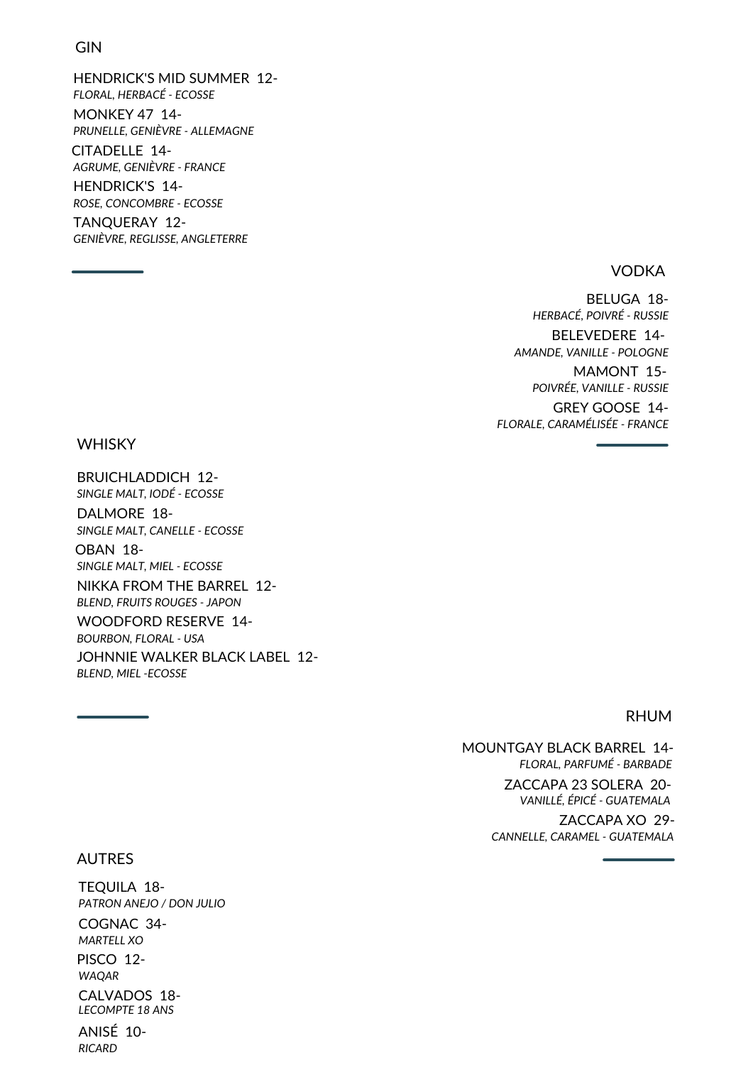## GIN

HENDRICK'S MID SUMMER 12-
*FLORAL, HERBACÉ - ECOSSE*

MONKEY 47 14-
*PRUNELLE, GENIÈVRE - ALLEMAGNE*

CITADELLE 14-
*AGRUME, GENIÈVRE - FRANCE*

HENDRICK'S 14-
*ROSE, CONCOMBRE - ECOSSE*

TANQUERAY 12-
*GENIÈVRE, REGLISSE, ANGLETERRE*

## VODKA

BELUGA 18-
*HERBACÉ, POIVRÉ - RUSSIE*

BELEVEDERE 14-
*AMANDE, VANILLE - POLOGNE*

MAMONT 15-
*POIVRÉE, VANILLE - RUSSIE*

GREY GOOSE 14-
*FLORALE, CARAMÉLISÉE - FRANCE*

## WHISKY

BRUICHLADDICH 12-
*SINGLE MALT, IODÉ - ECOSSE*

DALMORE 18-
*SINGLE MALT, CANELLE - ECOSSE*

OBAN 18-
*SINGLE MALT, MIEL - ECOSSE*

NIKKA FROM THE BARREL 12-
*BLEND, FRUITS ROUGES - JAPON*

WOODFORD RESERVE 14-
*BOURBON, FLORAL - USA*

JOHNNIE WALKER BLACK LABEL 12-
*BLEND, MIEL -ECOSSE*

## RHUM

MOUNTGAY BLACK BARREL 14-
*FLORAL, PARFUMÉ - BARBADE*

ZACCAPA 23 SOLERA 20-
*VANILLÉ, ÉPICÉ - GUATEMALA*

ZACCAPA XO 29-
*CANNELLE, CARAMEL - GUATEMALA*

## AUTRES

TEQUILA 18-
*PATRON ANEJO / DON JULIO*

COGNAC 34-
*MARTELL XO*

PISCO 12-
*WAQAR*

CALVADOS 18-
*LECOMPTE 18 ANS*

ANISÉ 10-
*RICARD*